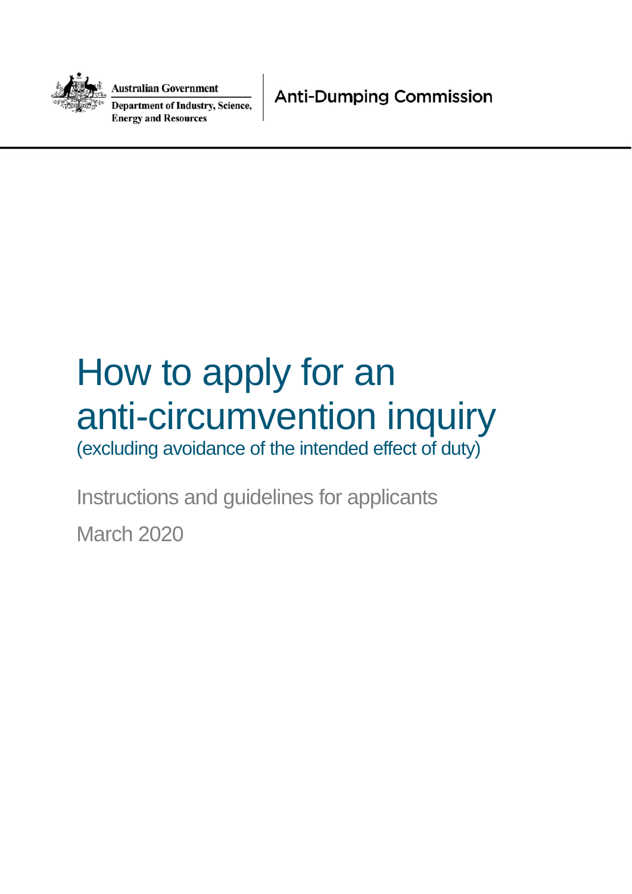Australian Government

Department of Industry, Science, Energy and Resources

Anti-Dumping Commission

# How to apply for an anti-circumvention inquiry

(excluding avoidance of the intended effect of duty)

Instructions and guidelines for applicants

March 2020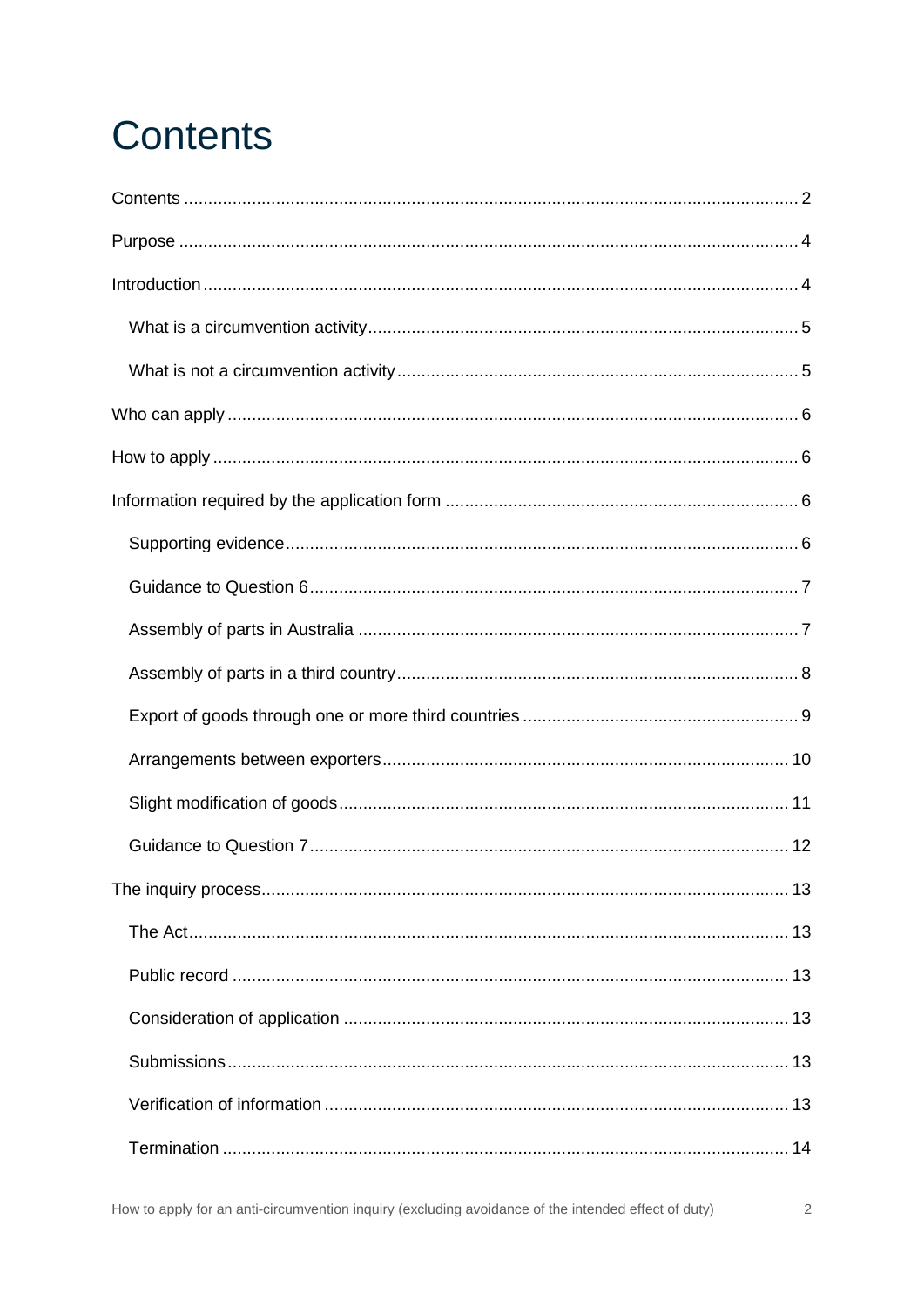# Contents

Contents .......... 2

Purpose .......... 4

Introduction .......... 4

- What is a circumvention activity .......... 5
- What is not a circumvention activity .......... 5

Who can apply .......... 6

How to apply .......... 6

Information required by the application form .......... 6

- Supporting evidence .......... 6
- Guidance to Question 6 .......... 7
- Assembly of parts in Australia .......... 7
- Assembly of parts in a third country .......... 8
- Export of goods through one or more third countries .......... 9
- Arrangements between exporters .......... 10
- Slight modification of goods .......... 11
- Guidance to Question 7 .......... 12

The inquiry process .......... 13

- The Act .......... 13
- Public record .......... 13
- Consideration of application .......... 13
- Submissions .......... 13
- Verification of information .......... 13
- Termination .......... 14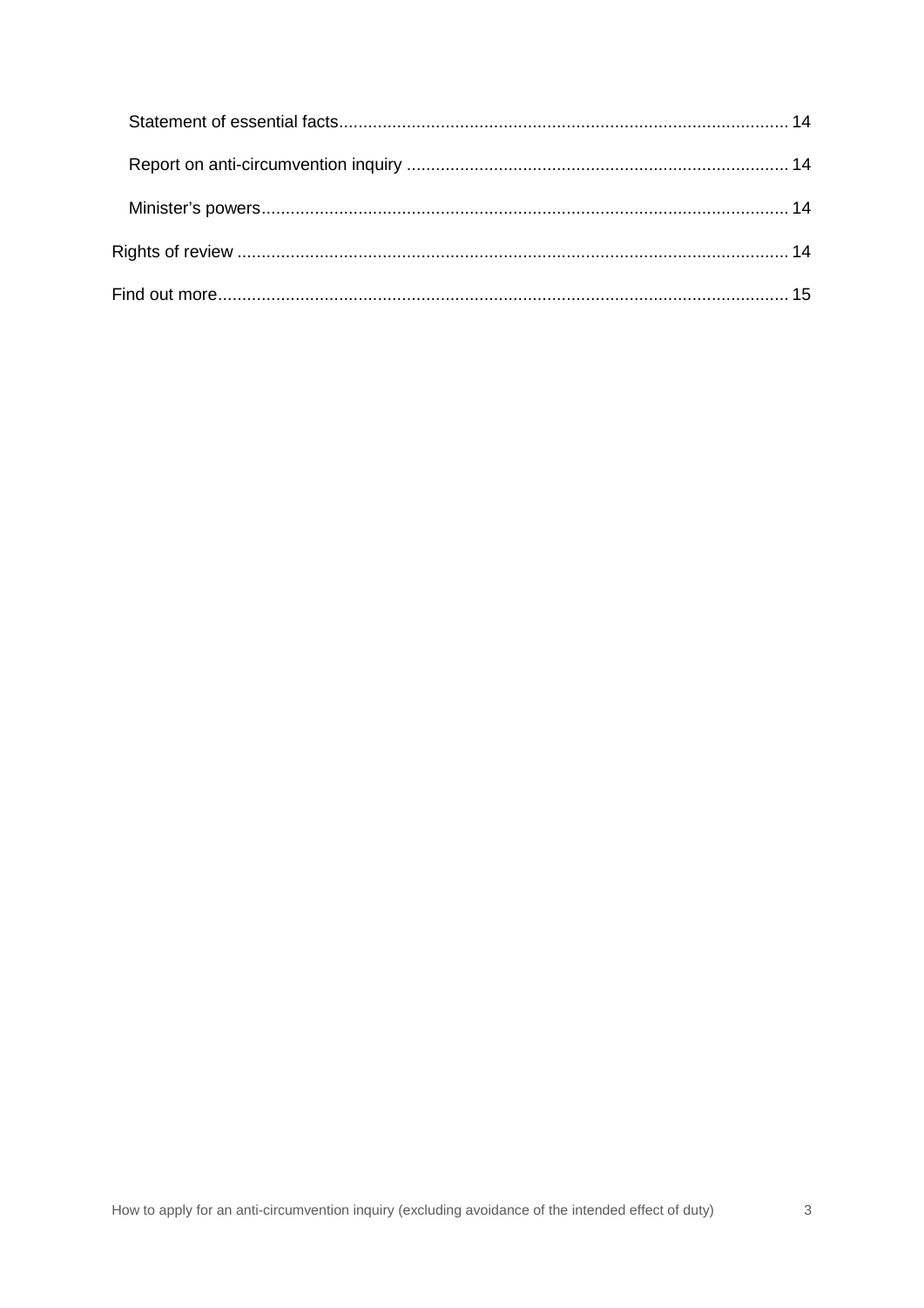Statement of essential facts ........................................................................................... 14

Report on anti-circumvention inquiry .............................................................................. 14

Minister's powers ............................................................................................................ 14

Rights of review .................................................................................................................. 14

Find out more ...................................................................................................................... 15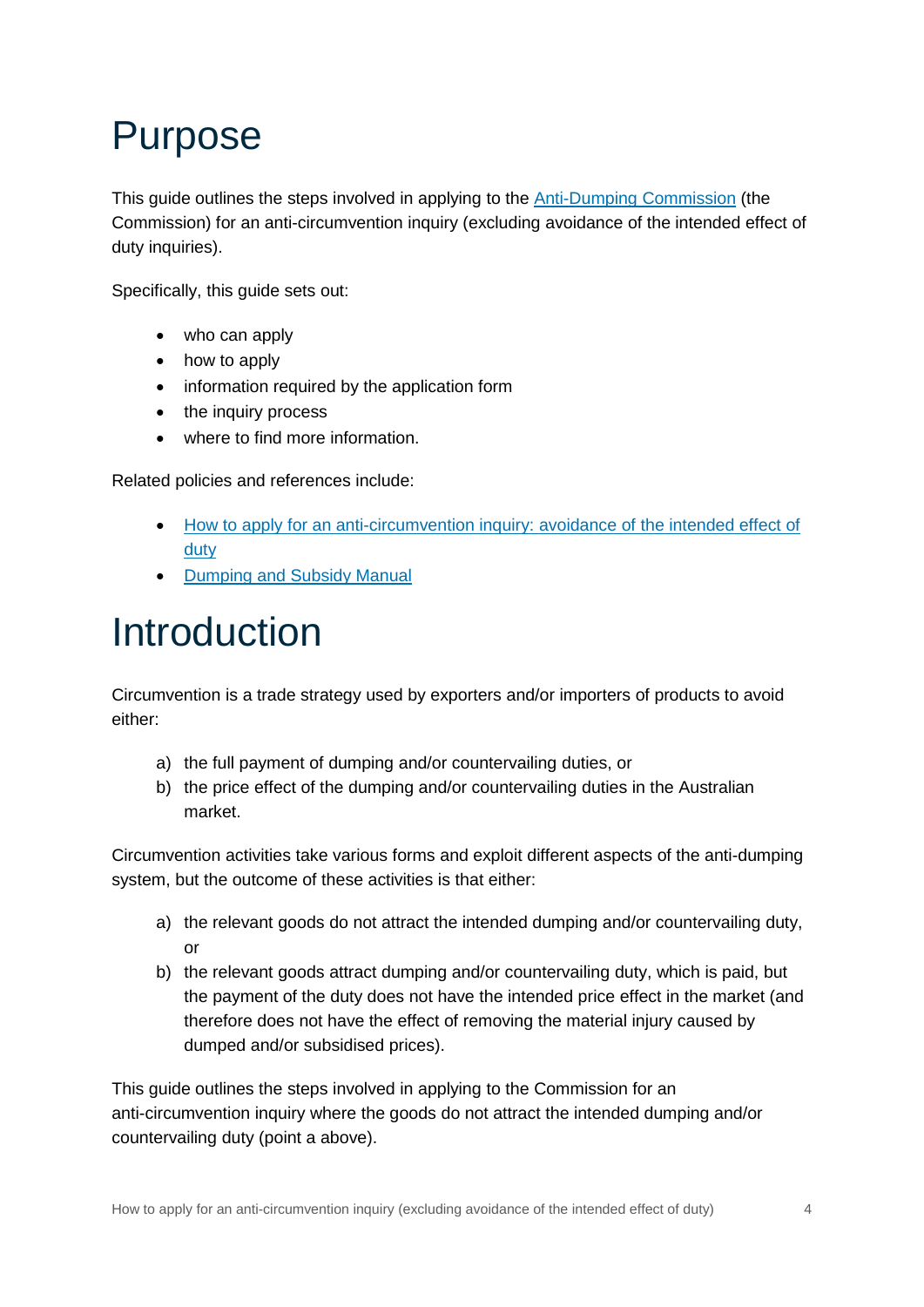# Purpose

This guide outlines the steps involved in applying to the Anti-Dumping Commission (the Commission) for an anti-circumvention inquiry (excluding avoidance of the intended effect of duty inquiries).

Specifically, this guide sets out:

- who can apply
- how to apply
- information required by the application form
- the inquiry process
- where to find more information.

Related policies and references include:

- How to apply for an anti-circumvention inquiry: avoidance of the intended effect of duty
- Dumping and Subsidy Manual

# Introduction

Circumvention is a trade strategy used by exporters and/or importers of products to avoid either:

a) the full payment of dumping and/or countervailing duties, or
b) the price effect of the dumping and/or countervailing duties in the Australian market.

Circumvention activities take various forms and exploit different aspects of the anti-dumping system, but the outcome of these activities is that either:

a) the relevant goods do not attract the intended dumping and/or countervailing duty, or
b) the relevant goods attract dumping and/or countervailing duty, which is paid, but the payment of the duty does not have the intended price effect in the market (and therefore does not have the effect of removing the material injury caused by dumped and/or subsidised prices).

This guide outlines the steps involved in applying to the Commission for an anti-circumvention inquiry where the goods do not attract the intended dumping and/or countervailing duty (point a above).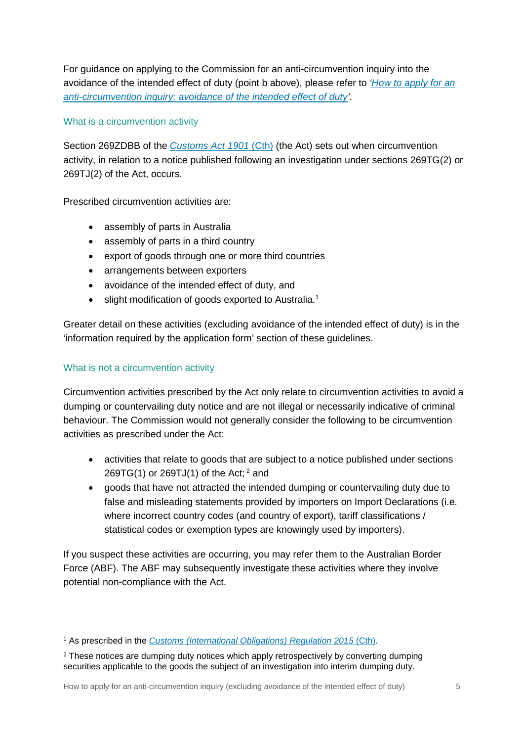For guidance on applying to the Commission for an anti-circumvention inquiry into the avoidance of the intended effect of duty (point b above), please refer to *'How to apply for an anti-circumvention inquiry: avoidance of the intended effect of duty'*.

## What is a circumvention activity

Section 269ZDBB of the *Customs Act 1901* (Cth) (the Act) sets out when circumvention activity, in relation to a notice published following an investigation under sections 269TG(2) or 269TJ(2) of the Act, occurs.

Prescribed circumvention activities are:

- assembly of parts in Australia
- assembly of parts in a third country
- export of goods through one or more third countries
- arrangements between exporters
- avoidance of the intended effect of duty, and
- slight modification of goods exported to Australia.[1]

Greater detail on these activities (excluding avoidance of the intended effect of duty) is in the 'information required by the application form' section of these guidelines.

## What is not a circumvention activity

Circumvention activities prescribed by the Act only relate to circumvention activities to avoid a dumping or countervailing duty notice and are not illegal or necessarily indicative of criminal behaviour. The Commission would not generally consider the following to be circumvention activities as prescribed under the Act:

- activities that relate to goods that are subject to a notice published under sections 269TG(1) or 269TJ(1) of the Act; [2] and
- goods that have not attracted the intended dumping or countervailing duty due to false and misleading statements provided by importers on Import Declarations (i.e. where incorrect country codes (and country of export), tariff classifications / statistical codes or exemption types are knowingly used by importers).

If you suspect these activities are occurring, you may refer them to the Australian Border Force (ABF). The ABF may subsequently investigate these activities where they involve potential non-compliance with the Act.

---

[1] As prescribed in the *Customs (International Obligations) Regulation 2015* (Cth).

[2] These notices are dumping duty notices which apply retrospectively by converting dumping securities applicable to the goods the subject of an investigation into interim dumping duty.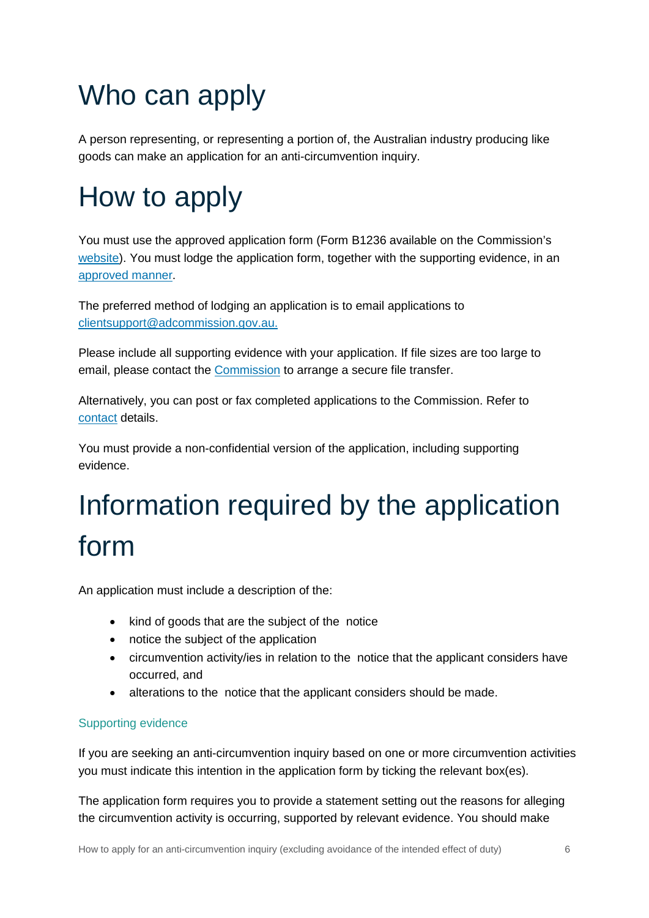# Who can apply

A person representing, or representing a portion of, the Australian industry producing like goods can make an application for an anti-circumvention inquiry.

# How to apply

You must use the approved application form (Form B1236 available on the Commission's website). You must lodge the application form, together with the supporting evidence, in an approved manner.

The preferred method of lodging an application is to email applications to clientsupport@adcommission.gov.au.

Please include all supporting evidence with your application. If file sizes are too large to email, please contact the Commission to arrange a secure file transfer.

Alternatively, you can post or fax completed applications to the Commission. Refer to contact details.

You must provide a non-confidential version of the application, including supporting evidence.

# Information required by the application form

An application must include a description of the:

- kind of goods that are the subject of the notice
- notice the subject of the application
- circumvention activity/ies in relation to the notice that the applicant considers have occurred, and
- alterations to the notice that the applicant considers should be made.

### Supporting evidence

If you are seeking an anti-circumvention inquiry based on one or more circumvention activities you must indicate this intention in the application form by ticking the relevant box(es).

The application form requires you to provide a statement setting out the reasons for alleging the circumvention activity is occurring, supported by relevant evidence. You should make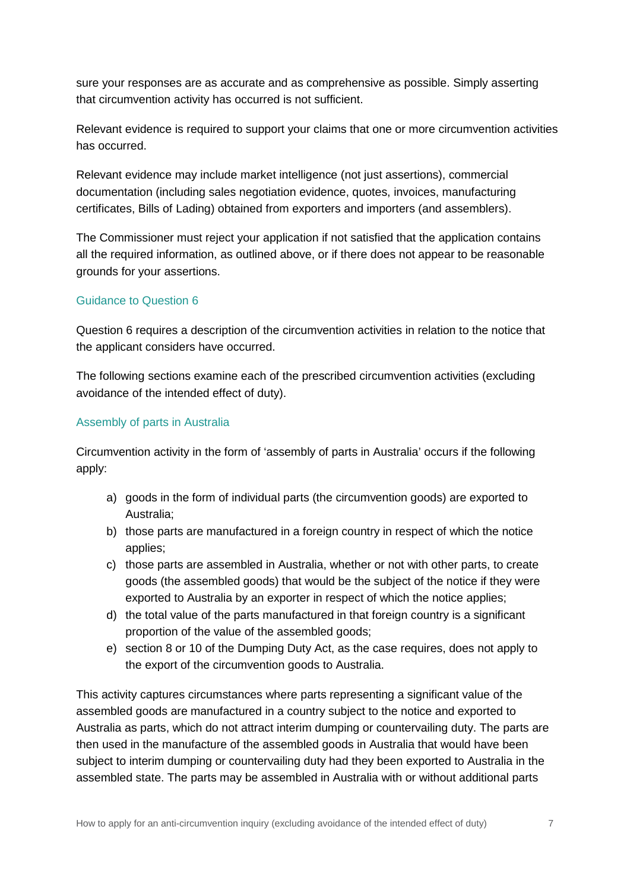sure your responses are as accurate and as comprehensive as possible. Simply asserting that circumvention activity has occurred is not sufficient.

Relevant evidence is required to support your claims that one or more circumvention activities has occurred.

Relevant evidence may include market intelligence (not just assertions), commercial documentation (including sales negotiation evidence, quotes, invoices, manufacturing certificates, Bills of Lading) obtained from exporters and importers (and assemblers).

The Commissioner must reject your application if not satisfied that the application contains all the required information, as outlined above, or if there does not appear to be reasonable grounds for your assertions.

### Guidance to Question 6

Question 6 requires a description of the circumvention activities in relation to the notice that the applicant considers have occurred.

The following sections examine each of the prescribed circumvention activities (excluding avoidance of the intended effect of duty).

### Assembly of parts in Australia

Circumvention activity in the form of 'assembly of parts in Australia' occurs if the following apply:

a) goods in the form of individual parts (the circumvention goods) are exported to Australia;
b) those parts are manufactured in a foreign country in respect of which the notice applies;
c) those parts are assembled in Australia, whether or not with other parts, to create goods (the assembled goods) that would be the subject of the notice if they were exported to Australia by an exporter in respect of which the notice applies;
d) the total value of the parts manufactured in that foreign country is a significant proportion of the value of the assembled goods;
e) section 8 or 10 of the Dumping Duty Act, as the case requires, does not apply to the export of the circumvention goods to Australia.

This activity captures circumstances where parts representing a significant value of the assembled goods are manufactured in a country subject to the notice and exported to Australia as parts, which do not attract interim dumping or countervailing duty. The parts are then used in the manufacture of the assembled goods in Australia that would have been subject to interim dumping or countervailing duty had they been exported to Australia in the assembled state. The parts may be assembled in Australia with or without additional parts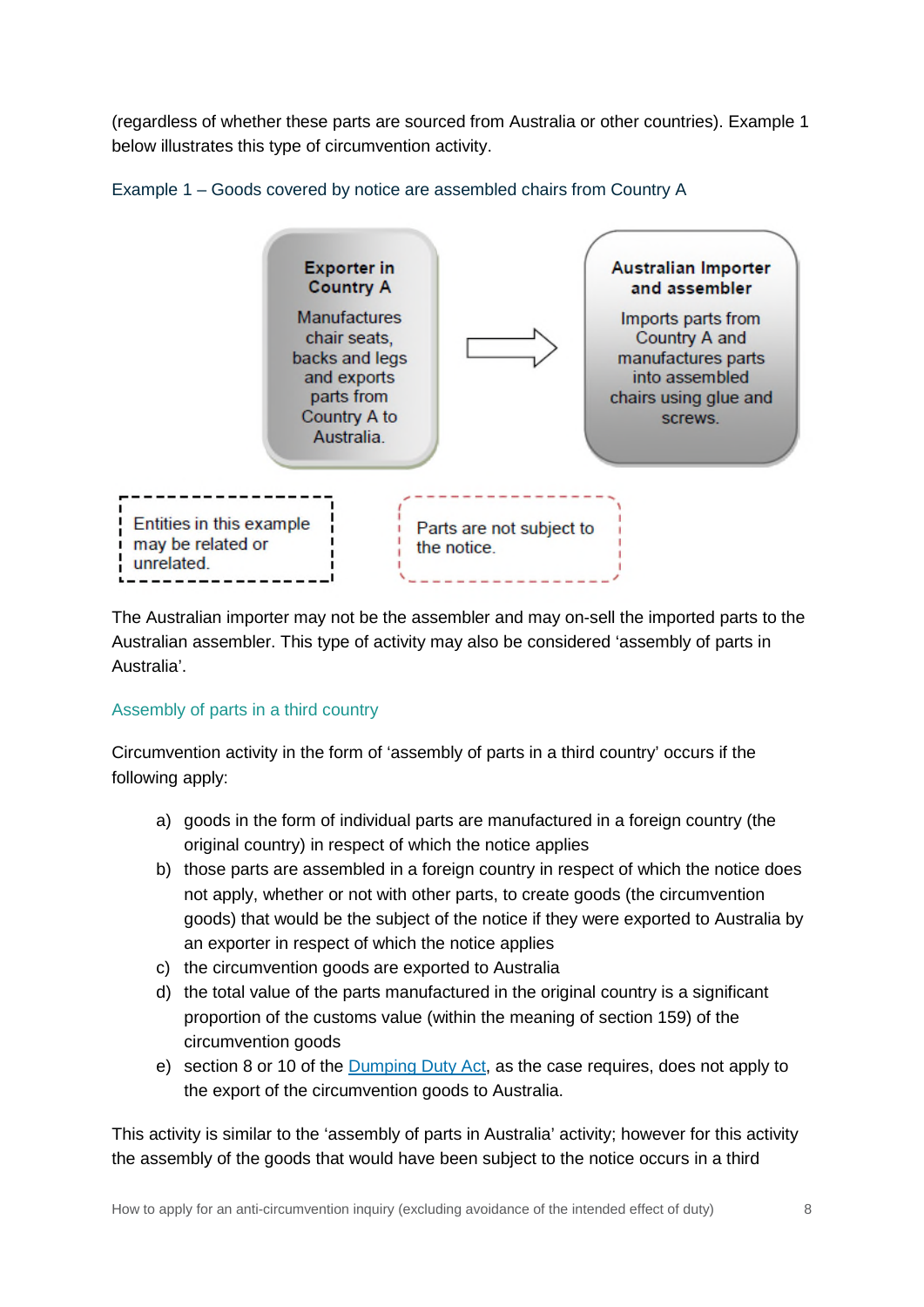(regardless of whether these parts are sourced from Australia or other countries). Example 1 below illustrates this type of circumvention activity.

### Example 1 – Goods covered by notice are assembled chairs from Country A

**Exporter in Country A**

Manufactures chair seats, backs and legs and exports parts from Country A to Australia.

→

**Australian Importer and assembler**

Imports parts from Country A and manufactures parts into assembled chairs using glue and screws.

Entities in this example may be related or unrelated.

Parts are not subject to the notice.

The Australian importer may not be the assembler and may on-sell the imported parts to the Australian assembler. This type of activity may also be considered 'assembly of parts in Australia'.

### Assembly of parts in a third country

Circumvention activity in the form of 'assembly of parts in a third country' occurs if the following apply:

a) goods in the form of individual parts are manufactured in a foreign country (the original country) in respect of which the notice applies
b) those parts are assembled in a foreign country in respect of which the notice does not apply, whether or not with other parts, to create goods (the circumvention goods) that would be the subject of the notice if they were exported to Australia by an exporter in respect of which the notice applies
c) the circumvention goods are exported to Australia
d) the total value of the parts manufactured in the original country is a significant proportion of the customs value (within the meaning of section 159) of the circumvention goods
e) section 8 or 10 of the Dumping Duty Act, as the case requires, does not apply to the export of the circumvention goods to Australia.

This activity is similar to the 'assembly of parts in Australia' activity; however for this activity the assembly of the goods that would have been subject to the notice occurs in a third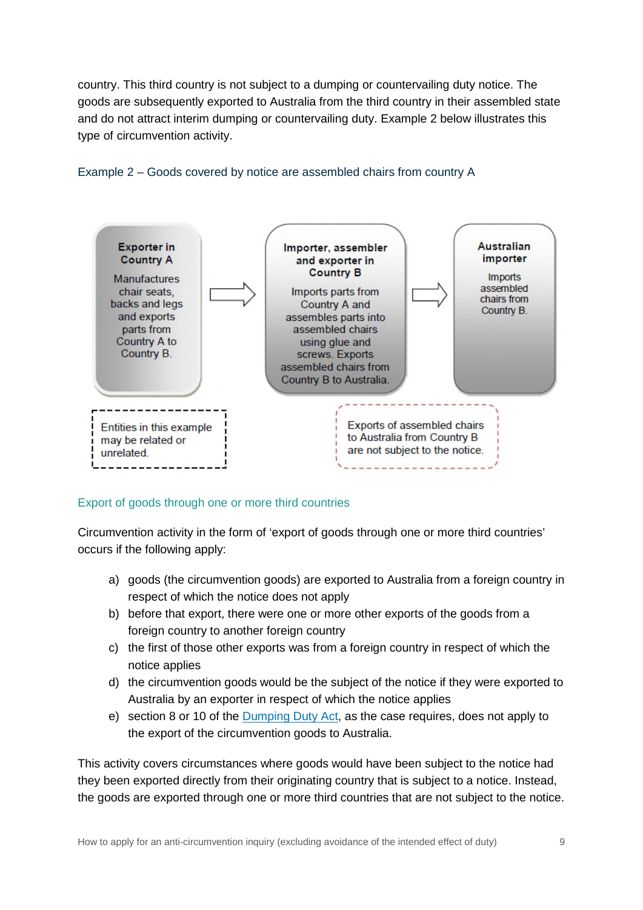country. This third country is not subject to a dumping or countervailing duty notice. The goods are subsequently exported to Australia from the third country in their assembled state and do not attract interim dumping or countervailing duty. Example 2 below illustrates this type of circumvention activity.

#### Example 2 – Goods covered by notice are assembled chairs from country A

**Exporter in Country A**
Manufactures chair seats, backs and legs and exports parts from Country A to Country B.

→

**Importer, assembler and exporter in Country B**
Imports parts from Country A and assembles parts into assembled chairs using glue and screws. Exports assembled chairs from Country B to Australia.

→

**Australian importer**
Imports assembled chairs from Country B.

Entities in this example may be related or unrelated.

Exports of assembled chairs to Australia from Country B are not subject to the notice.

### Export of goods through one or more third countries

Circumvention activity in the form of 'export of goods through one or more third countries' occurs if the following apply:

a) goods (the circumvention goods) are exported to Australia from a foreign country in respect of which the notice does not apply
b) before that export, there were one or more other exports of the goods from a foreign country to another foreign country
c) the first of those other exports was from a foreign country in respect of which the notice applies
d) the circumvention goods would be the subject of the notice if they were exported to Australia by an exporter in respect of which the notice applies
e) section 8 or 10 of the Dumping Duty Act, as the case requires, does not apply to the export of the circumvention goods to Australia.

This activity covers circumstances where goods would have been subject to the notice had they been exported directly from their originating country that is subject to a notice. Instead, the goods are exported through one or more third countries that are not subject to the notice.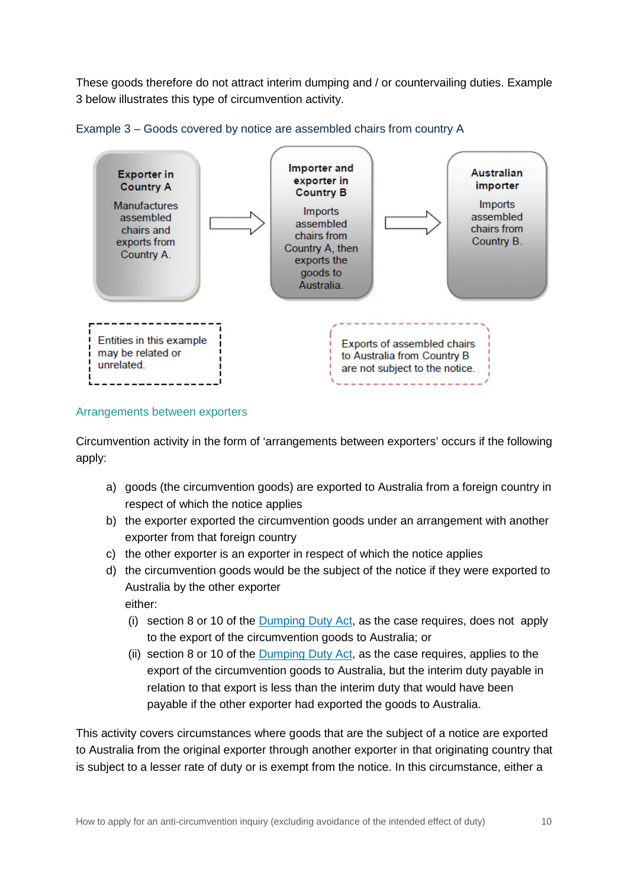These goods therefore do not attract interim dumping and / or countervailing duties. Example 3 below illustrates this type of circumvention activity.

### Example 3 – Goods covered by notice are assembled chairs from country A

**Exporter in Country A**

Manufactures assembled chairs and exports from Country A.

→

**Importer and exporter in Country B**

Imports assembled chairs from Country A, then exports the goods to Australia.

→

**Australian importer**

Imports assembled chairs from Country B.

Entities in this example may be related or unrelated.

Exports of assembled chairs to Australia from Country B are not subject to the notice.

### Arrangements between exporters

Circumvention activity in the form of 'arrangements between exporters' occurs if the following apply:

a) goods (the circumvention goods) are exported to Australia from a foreign country in respect of which the notice applies
b) the exporter exported the circumvention goods under an arrangement with another exporter from that foreign country
c) the other exporter is an exporter in respect of which the notice applies
d) the circumvention goods would be the subject of the notice if they were exported to Australia by the other exporter

   either:

   (i) section 8 or 10 of the Dumping Duty Act, as the case requires, does not apply to the export of the circumvention goods to Australia; or
   (ii) section 8 or 10 of the Dumping Duty Act, as the case requires, applies to the export of the circumvention goods to Australia, but the interim duty payable in relation to that export is less than the interim duty that would have been payable if the other exporter had exported the goods to Australia.

This activity covers circumstances where goods that are the subject of a notice are exported to Australia from the original exporter through another exporter in that originating country that is subject to a lesser rate of duty or is exempt from the notice. In this circumstance, either a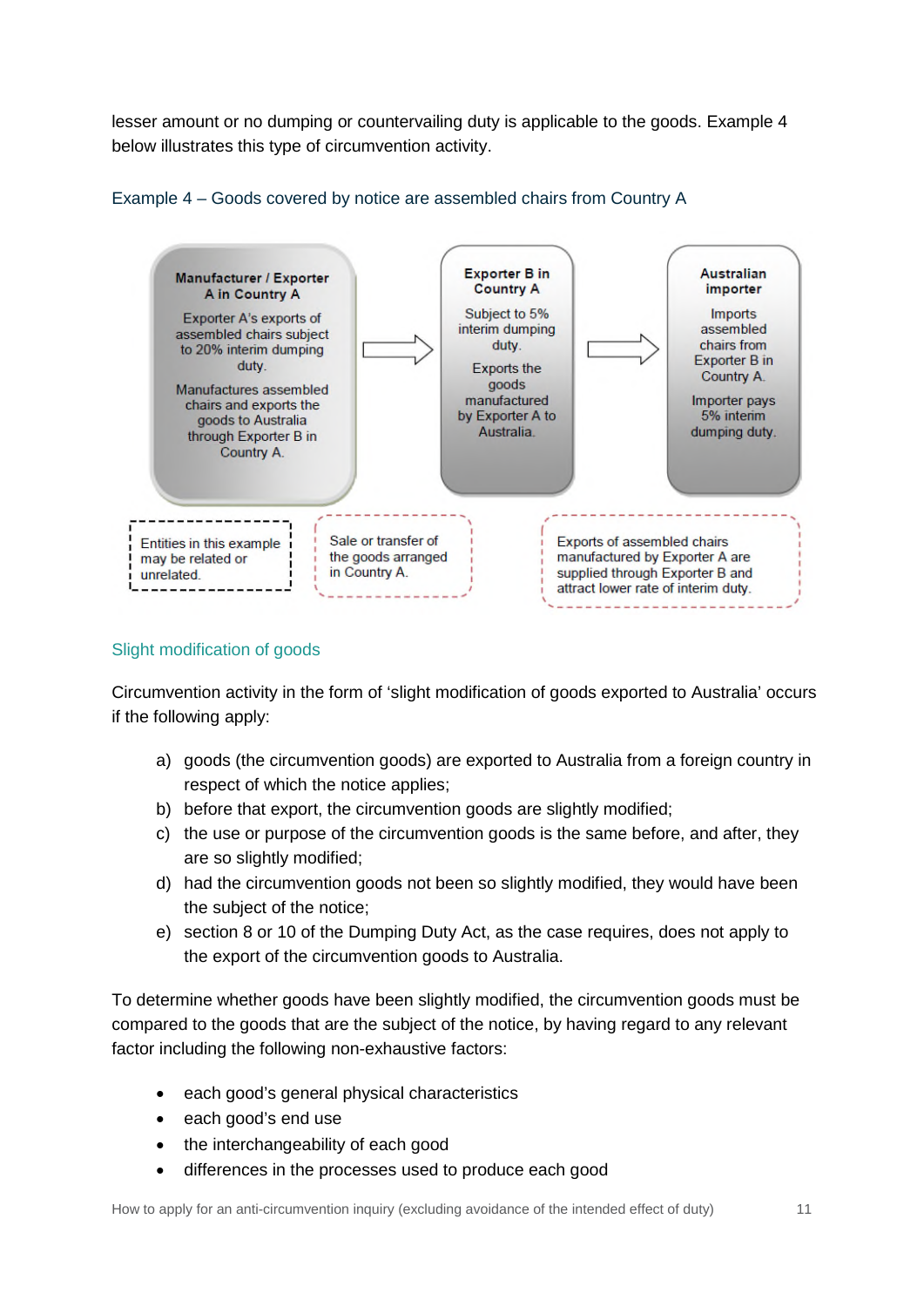lesser amount or no dumping or countervailing duty is applicable to the goods. Example 4 below illustrates this type of circumvention activity.

### Example 4 – Goods covered by notice are assembled chairs from Country A

**Manufacturer / Exporter A in Country A**

Exporter A's exports of assembled chairs subject to 20% interim dumping duty.

Manufactures assembled chairs and exports the goods to Australia through Exporter B in Country A.

→

**Exporter B in Country A**

Subject to 5% interim dumping duty.

Exports the goods manufactured by Exporter A to Australia.

→

**Australian importer**

Imports assembled chairs from Exporter B in Country A.

Importer pays 5% interim dumping duty.

Entities in this example may be related or unrelated.

Sale or transfer of the goods arranged in Country A.

Exports of assembled chairs manufactured by Exporter A are supplied through Exporter B and attract lower rate of interim duty.

## Slight modification of goods

Circumvention activity in the form of 'slight modification of goods exported to Australia' occurs if the following apply:

a) goods (the circumvention goods) are exported to Australia from a foreign country in respect of which the notice applies;
b) before that export, the circumvention goods are slightly modified;
c) the use or purpose of the circumvention goods is the same before, and after, they are so slightly modified;
d) had the circumvention goods not been so slightly modified, they would have been the subject of the notice;
e) section 8 or 10 of the Dumping Duty Act, as the case requires, does not apply to the export of the circumvention goods to Australia.

To determine whether goods have been slightly modified, the circumvention goods must be compared to the goods that are the subject of the notice, by having regard to any relevant factor including the following non-exhaustive factors:

- each good's general physical characteristics
- each good's end use
- the interchangeability of each good
- differences in the processes used to produce each good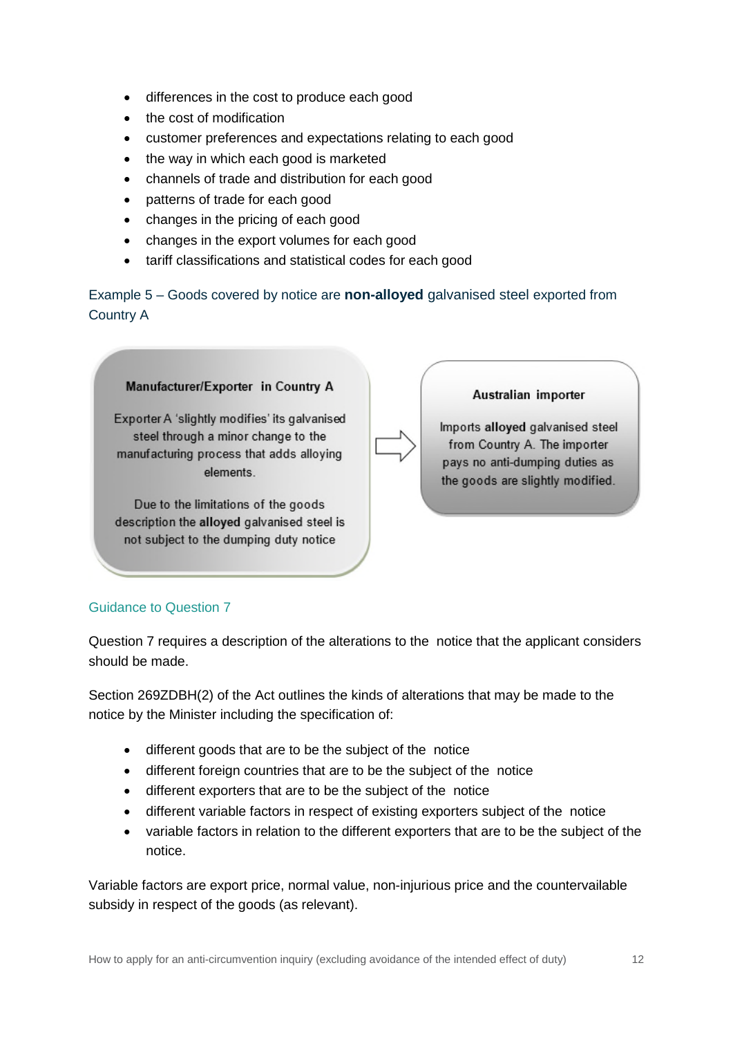- differences in the cost to produce each good
- the cost of modification
- customer preferences and expectations relating to each good
- the way in which each good is marketed
- channels of trade and distribution for each good
- patterns of trade for each good
- changes in the pricing of each good
- changes in the export volumes for each good
- tariff classifications and statistical codes for each good

Example 5 – Goods covered by notice are **non-alloyed** galvanised steel exported from Country A

**Manufacturer/Exporter in Country A**

Exporter A 'slightly modifies' its galvanised steel through a minor change to the manufacturing process that adds alloying elements.

Due to the limitations of the goods description the **alloyed** galvanised steel is not subject to the dumping duty notice

→

**Australian importer**

Imports **alloyed** galvanised steel from Country A. The importer pays no anti-dumping duties as the goods are slightly modified.

### Guidance to Question 7

Question 7 requires a description of the alterations to the notice that the applicant considers should be made.

Section 269ZDBH(2) of the Act outlines the kinds of alterations that may be made to the notice by the Minister including the specification of:

- different goods that are to be the subject of the notice
- different foreign countries that are to be the subject of the notice
- different exporters that are to be the subject of the notice
- different variable factors in respect of existing exporters subject of the notice
- variable factors in relation to the different exporters that are to be the subject of the notice.

Variable factors are export price, normal value, non-injurious price and the countervailable subsidy in respect of the goods (as relevant).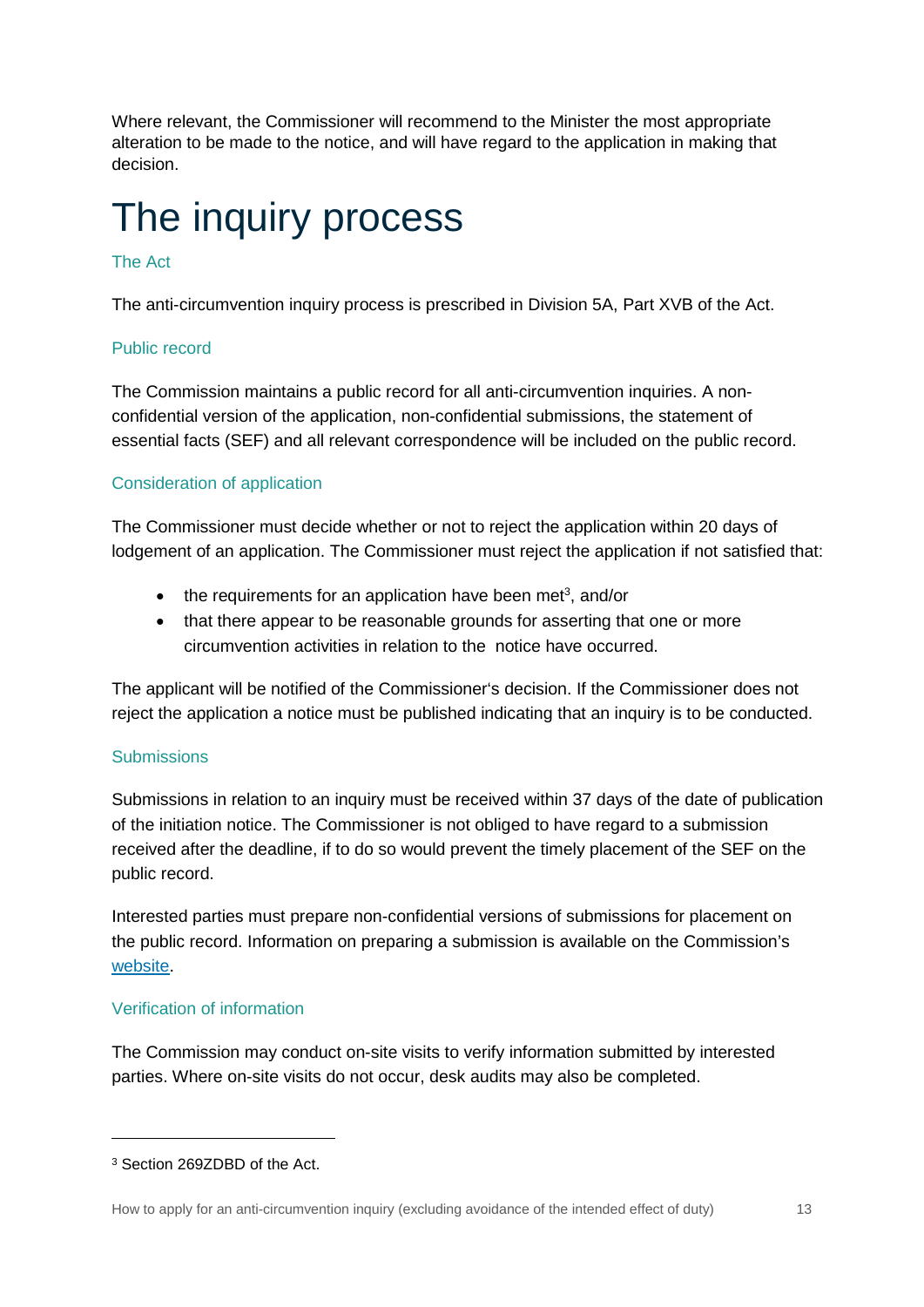Where relevant, the Commissioner will recommend to the Minister the most appropriate alteration to be made to the notice, and will have regard to the application in making that decision.

# The inquiry process

### The Act

The anti-circumvention inquiry process is prescribed in Division 5A, Part XVB of the Act.

### Public record

The Commission maintains a public record for all anti-circumvention inquiries. A non-confidential version of the application, non-confidential submissions, the statement of essential facts (SEF) and all relevant correspondence will be included on the public record.

### Consideration of application

The Commissioner must decide whether or not to reject the application within 20 days of lodgement of an application. The Commissioner must reject the application if not satisfied that:

- the requirements for an application have been met[3], and/or
- that there appear to be reasonable grounds for asserting that one or more circumvention activities in relation to the notice have occurred.

The applicant will be notified of the Commissioner's decision. If the Commissioner does not reject the application a notice must be published indicating that an inquiry is to be conducted.

### Submissions

Submissions in relation to an inquiry must be received within 37 days of the date of publication of the initiation notice. The Commissioner is not obliged to have regard to a submission received after the deadline, if to do so would prevent the timely placement of the SEF on the public record.

Interested parties must prepare non-confidential versions of submissions for placement on the public record. Information on preparing a submission is available on the Commission's website.

### Verification of information

The Commission may conduct on-site visits to verify information submitted by interested parties. Where on-site visits do not occur, desk audits may also be completed.

---

[3] Section 269ZDBD of the Act.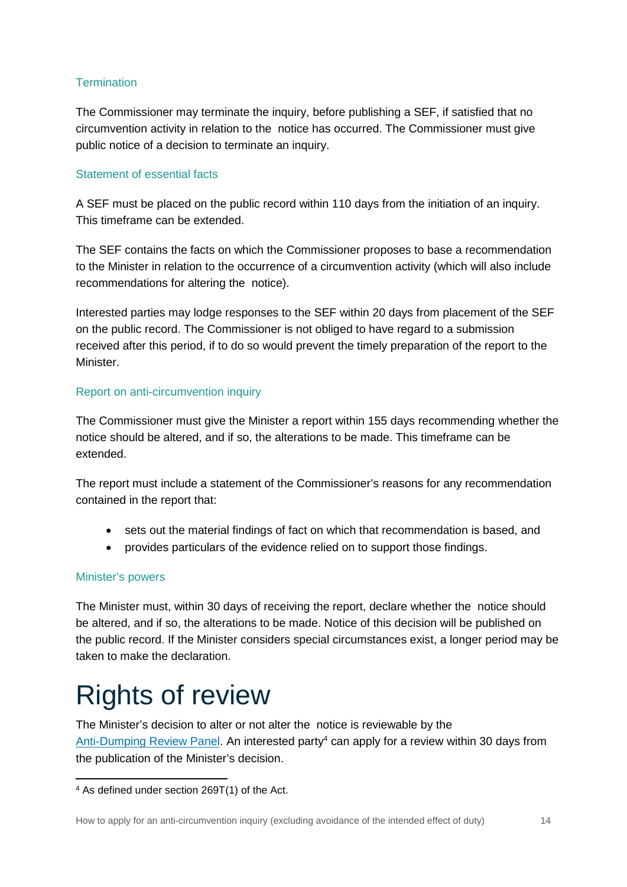### Termination

The Commissioner may terminate the inquiry, before publishing a SEF, if satisfied that no circumvention activity in relation to the notice has occurred. The Commissioner must give public notice of a decision to terminate an inquiry.

### Statement of essential facts

A SEF must be placed on the public record within 110 days from the initiation of an inquiry. This timeframe can be extended.

The SEF contains the facts on which the Commissioner proposes to base a recommendation to the Minister in relation to the occurrence of a circumvention activity (which will also include recommendations for altering the notice).

Interested parties may lodge responses to the SEF within 20 days from placement of the SEF on the public record. The Commissioner is not obliged to have regard to a submission received after this period, if to do so would prevent the timely preparation of the report to the Minister.

### Report on anti-circumvention inquiry

The Commissioner must give the Minister a report within 155 days recommending whether the notice should be altered, and if so, the alterations to be made. This timeframe can be extended.

The report must include a statement of the Commissioner's reasons for any recommendation contained in the report that:

- sets out the material findings of fact on which that recommendation is based, and
- provides particulars of the evidence relied on to support those findings.

### Minister's powers

The Minister must, within 30 days of receiving the report, declare whether the notice should be altered, and if so, the alterations to be made. Notice of this decision will be published on the public record. If the Minister considers special circumstances exist, a longer period may be taken to make the declaration.

# Rights of review

The Minister's decision to alter or not alter the notice is reviewable by the Anti-Dumping Review Panel. An interested party[4] can apply for a review within 30 days from the publication of the Minister's decision.

[4] As defined under section 269T(1) of the Act.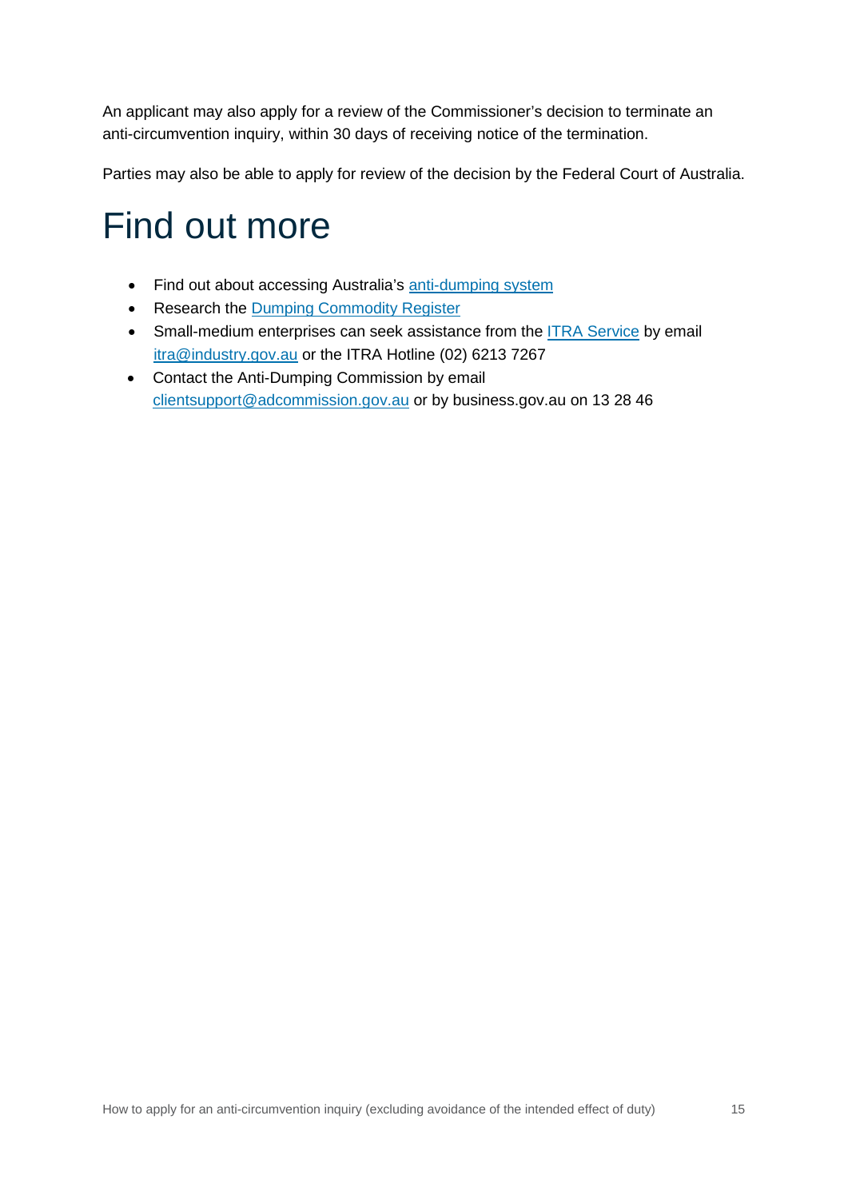An applicant may also apply for a review of the Commissioner's decision to terminate an anti-circumvention inquiry, within 30 days of receiving notice of the termination.

Parties may also be able to apply for review of the decision by the Federal Court of Australia.

# Find out more

- Find out about accessing Australia's anti-dumping system
- Research the Dumping Commodity Register
- Small-medium enterprises can seek assistance from the ITRA Service by email itra@industry.gov.au or the ITRA Hotline (02) 6213 7267
- Contact the Anti-Dumping Commission by email clientsupport@adcommission.gov.au or by business.gov.au on 13 28 46